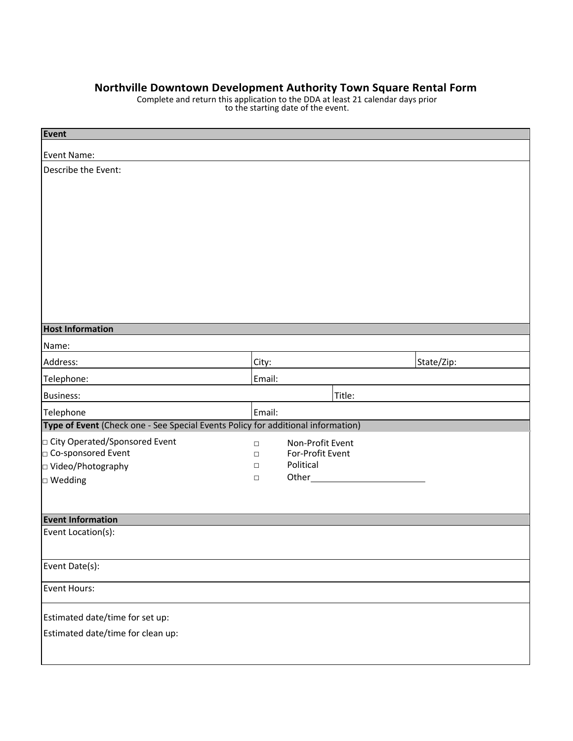# Northville Downtown Development Authority Town Square Rental Form

Complete and return this application to the DDA at least 21 calendar days prior to the starting date of the event.

## Event

Event Name:

Describe the Event:

## Host Information

| Name: | | |
|---|---|---|
| Address: | City: | State/Zip: |
| Telephone: | Email: | |
| Business: | Title: | |
| Telephone | Email: | |

## Type of Event (Check one - See Special Events Policy for additional information)

- □ City Operated/Sponsored Event
- □ Co-sponsored Event
- □ Video/Photography
- □ Wedding
- □ Non-Profit Event
- □ For-Profit Event
- □ Political
- □ Other______________________

## Event Information

Event Location(s):

Event Date(s):

Event Hours:

Estimated date/time for set up:

Estimated date/time for clean up: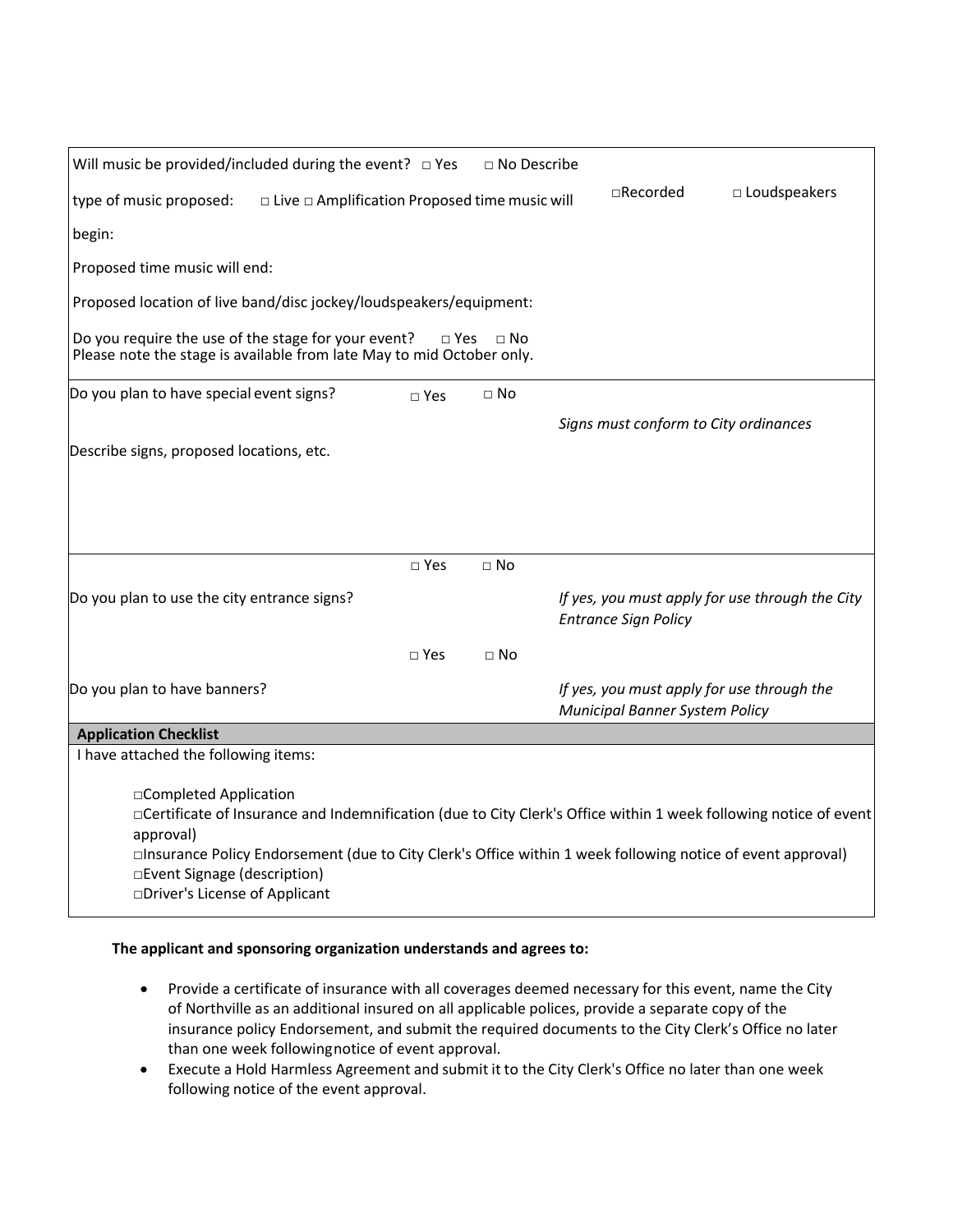Will music be provided/included during the event? □ Yes □ No Describe type of music proposed: □ Live □ Amplification □Recorded □ Loudspeakers

Proposed time music will begin:

Proposed time music will end:

Proposed location of live band/disc jockey/loudspeakers/equipment:

Do you require the use of the stage for your event? □ Yes □ No
Please note the stage is available from late May to mid October only.

Do you plan to have special event signs? □ Yes □ No

*Signs must conform to City ordinances*

Describe signs, proposed locations, etc.

Do you plan to use the city entrance signs? □ Yes □ No

*If yes, you must apply for use through the City Entrance Sign Policy*

Do you plan to have banners? □ Yes □ No

*If yes, you must apply for use through the Municipal Banner System Policy*

**Application Checklist**

I have attached the following items:

- □Completed Application
- □Certificate of Insurance and Indemnification (due to City Clerk's Office within 1 week following notice of event approval)
- □Insurance Policy Endorsement (due to City Clerk's Office within 1 week following notice of event approval)
- □Event Signage (description)
- □Driver's License of Applicant

**The applicant and sponsoring organization understands and agrees to:**

- Provide a certificate of insurance with all coverages deemed necessary for this event, name the City of Northville as an additional insured on all applicable polices, provide a separate copy of the insurance policy Endorsement, and submit the required documents to the City Clerk's Office no later than one week following notice of event approval.
- Execute a Hold Harmless Agreement and submit it to the City Clerk's Office no later than one week following notice of the event approval.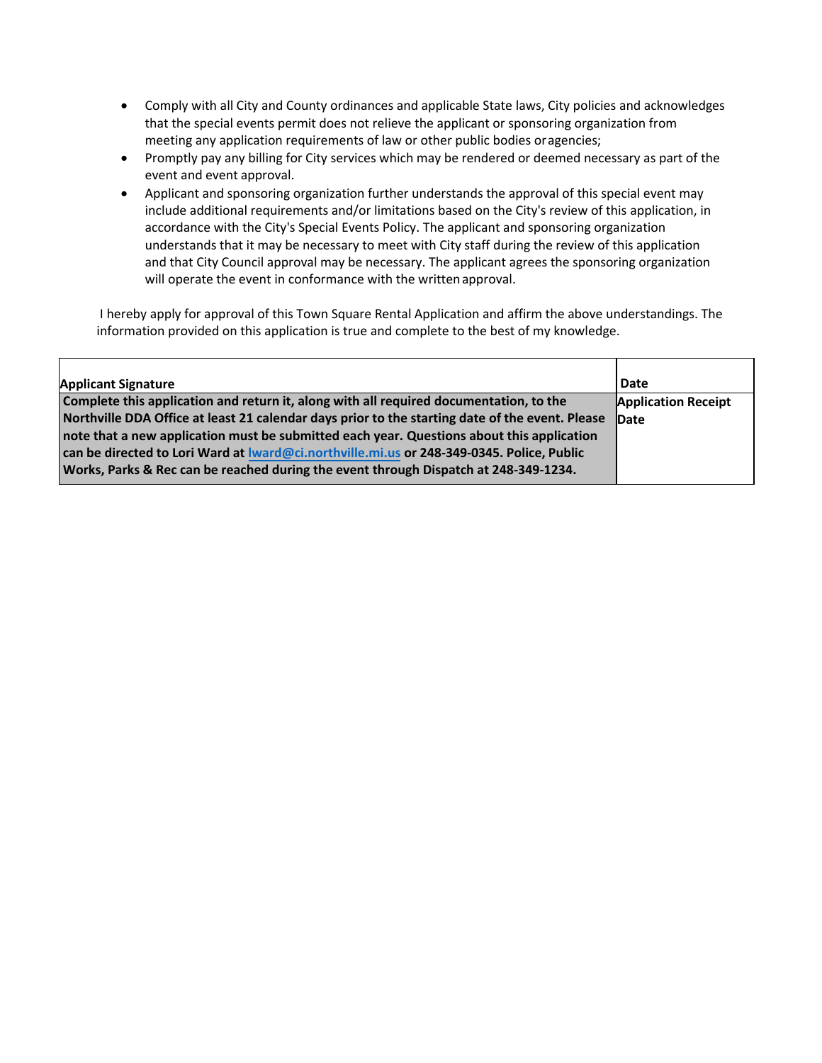- Comply with all City and County ordinances and applicable State laws, City policies and acknowledges that the special events permit does not relieve the applicant or sponsoring organization from meeting any application requirements of law or other public bodies or agencies;
- Promptly pay any billing for City services which may be rendered or deemed necessary as part of the event and event approval.
- Applicant and sponsoring organization further understands the approval of this special event may include additional requirements and/or limitations based on the City's review of this application, in accordance with the City's Special Events Policy. The applicant and sponsoring organization understands that it may be necessary to meet with City staff during the review of this application and that City Council approval may be necessary. The applicant agrees the sponsoring organization will operate the event in conformance with the written approval.

I hereby apply for approval of this Town Square Rental Application and affirm the above understandings. The information provided on this application is true and complete to the best of my knowledge.

| | |
|---|---|
| **Applicant Signature** | **Date** |
| **Complete this application and return it, along with all required documentation, to the Northville DDA Office at least 21 calendar days prior to the starting date of the event. Please note that a new application must be submitted each year. Questions about this application can be directed to Lori Ward at lward@ci.northville.mi.us or 248-349-0345. Police, Public Works, Parks & Rec can be reached during the event through Dispatch at 248-349-1234.** | **Application Receipt Date** |